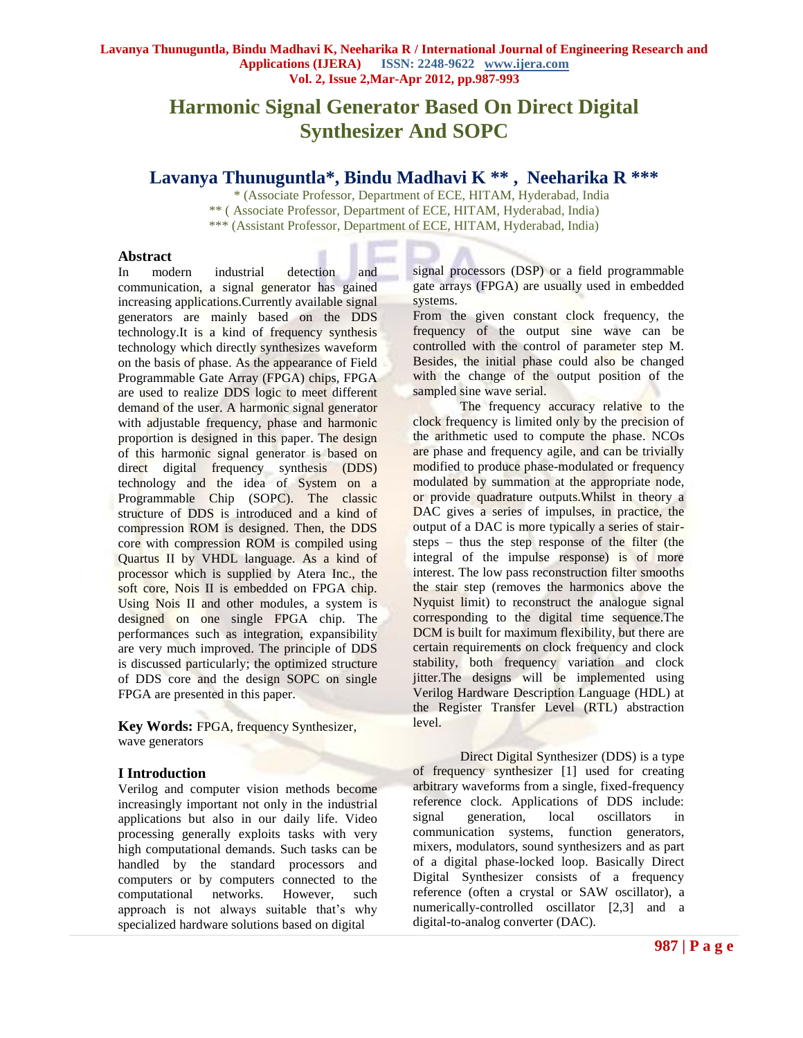# Harmonic Signal Generator Based On Direct Digital Synthesizer And SOPC

## Lavanya Thunuguntla*, Bindu Madhavi K **, Neeharika R ***

\* (Associate Professor, Department of ECE, HITAM, Hyderabad, India
** ( Associate Professor, Department of ECE, HITAM, Hyderabad, India)
*** (Assistant Professor, Department of ECE, HITAM, Hyderabad, India)

### Abstract

In modern industrial detection and communication, a signal generator has gained increasing applications.Currently available signal generators are mainly based on the DDS technology.It is a kind of frequency synthesis technology which directly synthesizes waveform on the basis of phase. As the appearance of Field Programmable Gate Array (FPGA) chips, FPGA are used to realize DDS logic to meet different demand of the user. A harmonic signal generator with adjustable frequency, phase and harmonic proportion is designed in this paper. The design of this harmonic signal generator is based on direct digital frequency synthesis (DDS) technology and the idea of System on a Programmable Chip (SOPC). The classic structure of DDS is introduced and a kind of compression ROM is designed. Then, the DDS core with compression ROM is compiled using Quartus II by VHDL language. As a kind of processor which is supplied by Atera Inc., the soft core, Nois II is embedded on FPGA chip. Using Nois II and other modules, a system is designed on one single FPGA chip. The performances such as integration, expansibility are very much improved. The principle of DDS is discussed particularly; the optimized structure of DDS core and the design SOPC on single FPGA are presented in this paper.

**Key Words:** FPGA, frequency Synthesizer, wave generators

### I Introduction

Verilog and computer vision methods become increasingly important not only in the industrial applications but also in our daily life. Video processing generally exploits tasks with very high computational demands. Such tasks can be handled by the standard processors and computers or by computers connected to the computational networks. However, such approach is not always suitable that's why specialized hardware solutions based on digital signal processors (DSP) or a field programmable gate arrays (FPGA) are usually used in embedded systems.

From the given constant clock frequency, the frequency of the output sine wave can be controlled with the control of parameter step M. Besides, the initial phase could also be changed with the change of the output position of the sampled sine wave serial.

The frequency accuracy relative to the clock frequency is limited only by the precision of the arithmetic used to compute the phase. NCOs are phase and frequency agile, and can be trivially modified to produce phase-modulated or frequency modulated by summation at the appropriate node, or provide quadrature outputs.Whilst in theory a DAC gives a series of impulses, in practice, the output of a DAC is more typically a series of stair-steps – thus the step response of the filter (the integral of the impulse response) is of more interest. The low pass reconstruction filter smooths the stair step (removes the harmonics above the Nyquist limit) to reconstruct the analogue signal corresponding to the digital time sequence.The DCM is built for maximum flexibility, but there are certain requirements on clock frequency and clock stability, both frequency variation and clock jitter.The designs will be implemented using Verilog Hardware Description Language (HDL) at the Register Transfer Level (RTL) abstraction level.

Direct Digital Synthesizer (DDS) is a type of frequency synthesizer [1] used for creating arbitrary waveforms from a single, fixed-frequency reference clock. Applications of DDS include: signal generation, local oscillators in communication systems, function generators, mixers, modulators, sound synthesizers and as part of a digital phase-locked loop. Basically Direct Digital Synthesizer consists of a frequency reference (often a crystal or SAW oscillator), a numerically-controlled oscillator [2,3] and a digital-to-analog converter (DAC).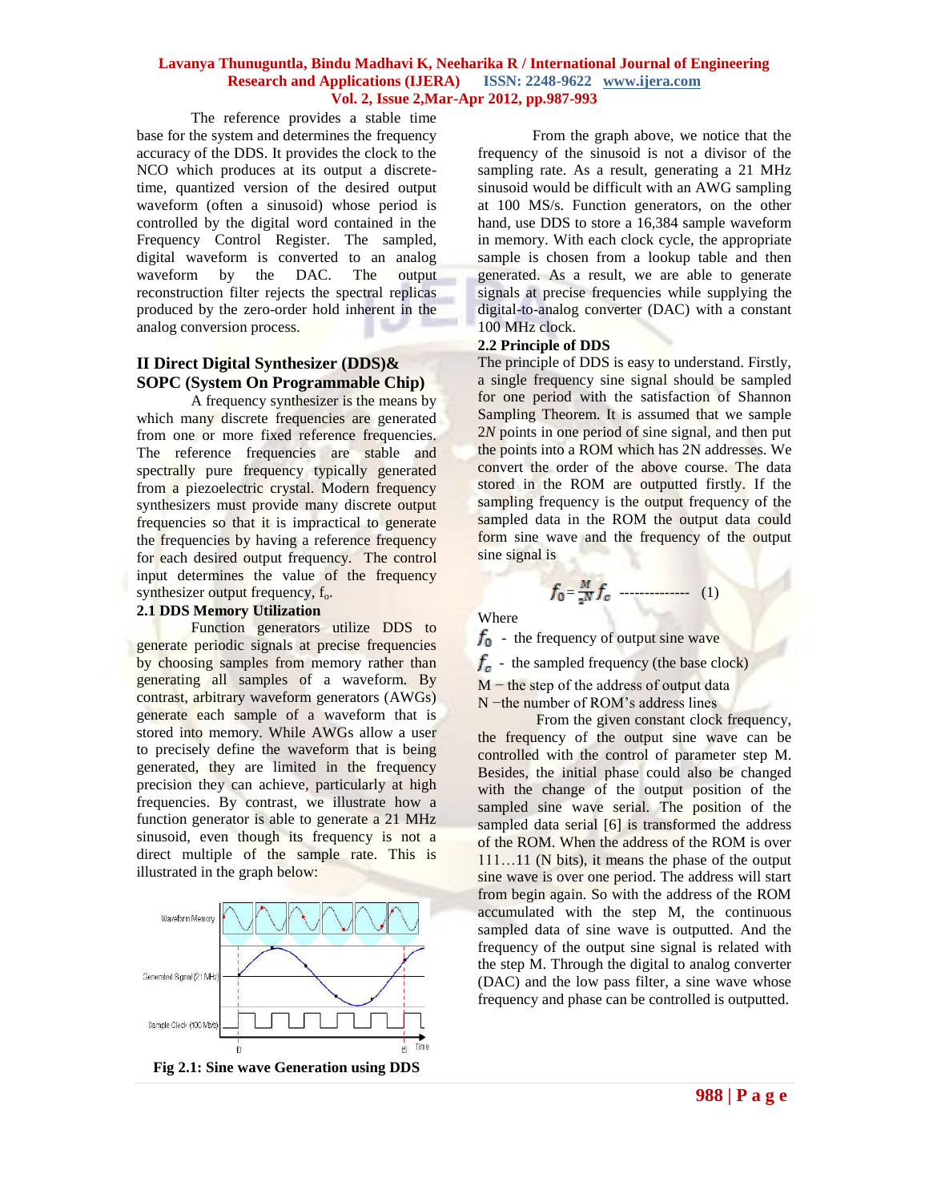The reference provides a stable time base for the system and determines the frequency accuracy of the DDS. It provides the clock to the NCO which produces at its output a discrete-time, quantized version of the desired output waveform (often a sinusoid) whose period is controlled by the digital word contained in the Frequency Control Register. The sampled, digital waveform is converted to an analog waveform by the DAC. The output reconstruction filter rejects the spectral replicas produced by the zero-order hold inherent in the analog conversion process.

## II Direct Digital Synthesizer (DDS)& SOPC (System On Programmable Chip)

A frequency synthesizer is the means by which many discrete frequencies are generated from one or more fixed reference frequencies. The reference frequencies are stable and spectrally pure frequency typically generated from a piezoelectric crystal. Modern frequency synthesizers must provide many discrete output frequencies so that it is impractical to generate the frequencies by having a reference frequency for each desired output frequency. The control input determines the value of the frequency synthesizer output frequency, $f_o$.

### 2.1 DDS Memory Utilization

Function generators utilize DDS to generate periodic signals at precise frequencies by choosing samples from memory rather than generating all samples of a waveform. By contrast, arbitrary waveform generators (AWGs) generate each sample of a waveform that is stored into memory. While AWGs allow a user to precisely define the waveform that is being generated, they are limited in the frequency precision they can achieve, particularly at high frequencies. By contrast, we illustrate how a function generator is able to generate a 21 MHz sinusoid, even though its frequency is not a direct multiple of the sample rate. This is illustrated in the graph below:

**Fig 2.1: Sine wave Generation using DDS**

From the graph above, we notice that the frequency of the sinusoid is not a divisor of the sampling rate. As a result, generating a 21 MHz sinusoid would be difficult with an AWG sampling at 100 MS/s. Function generators, on the other hand, use DDS to store a 16,384 sample waveform in memory. With each clock cycle, the appropriate sample is chosen from a lookup table and then generated. As a result, we are able to generate signals at precise frequencies while supplying the digital-to-analog converter (DAC) with a constant 100 MHz clock.

### 2.2 Principle of DDS

The principle of DDS is easy to understand. Firstly, a single frequency sine signal should be sampled for one period with the satisfaction of Shannon Sampling Theorem. It is assumed that we sample $2N$ points in one period of sine signal, and then put the points into a ROM which has 2N addresses. We convert the order of the above course. The data stored in the ROM are outputted firstly. If the sampling frequency is the output frequency of the sampled data in the ROM the output data could form sine wave and the frequency of the output sine signal is

$$f_0 = \frac{M}{2^N} f_c \quad \text{-------------- (1)}$$

Where

$f_0$ - the frequency of output sine wave

$f_c$ - the sampled frequency (the base clock)

M − the step of the address of output data

N −the number of ROM's address lines

From the given constant clock frequency, the frequency of the output sine wave can be controlled with the control of parameter step M. Besides, the initial phase could also be changed with the change of the output position of the sampled sine wave serial. The position of the sampled data serial [6] is transformed the address of the ROM. When the address of the ROM is over 111…11 (N bits), it means the phase of the output sine wave is over one period. The address will start from begin again. So with the address of the ROM accumulated with the step M, the continuous sampled data of sine wave is outputted. And the frequency of the output sine signal is related with the step M. Through the digital to analog converter (DAC) and the low pass filter, a sine wave whose frequency and phase can be controlled is outputted.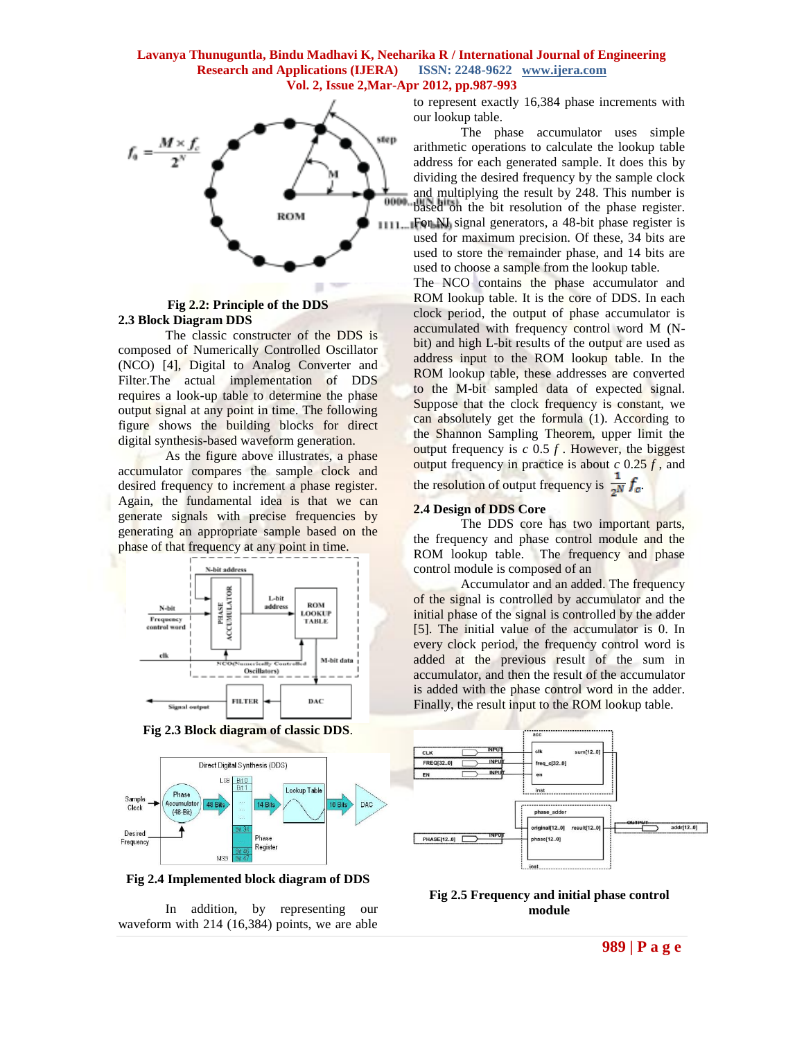Fig 2.2: Principle of the DDS

### 2.3 Block Diagram DDS

The classic constructer of the DDS is composed of Numerically Controlled Oscillator (NCO) [4], Digital to Analog Converter and Filter.The actual implementation of DDS requires a look-up table to determine the phase output signal at any point in time. The following figure shows the building blocks for direct digital synthesis-based waveform generation.

As the figure above illustrates, a phase accumulator compares the sample clock and desired frequency to increment a phase register. Again, the fundamental idea is that we can generate signals with precise frequencies by generating an appropriate sample based on the phase of that frequency at any point in time.

Fig 2.3 Block diagram of classic DDS.

Fig 2.4 Implemented block diagram of DDS

In addition, by representing our waveform with 214 (16,384) points, we are able to represent exactly 16,384 phase increments with our lookup table.

The phase accumulator uses simple arithmetic operations to calculate the lookup table address for each generated sample. It does this by dividing the desired frequency by the sample clock and multiplying the result by 248. This number is based on the bit resolution of the phase register. For NI signal generators, a 48-bit phase register is used for maximum precision. Of these, 34 bits are used to store the remainder phase, and 14 bits are used to choose a sample from the lookup table.

The NCO contains the phase accumulator and ROM lookup table. It is the core of DDS. In each clock period, the output of phase accumulator is accumulated with frequency control word M (N-bit) and high L-bit results of the output are used as address input to the ROM lookup table. In the ROM lookup table, these addresses are converted to the M-bit sampled data of expected signal. Suppose that the clock frequency is constant, we can absolutely get the formula (1). According to the Shannon Sampling Theorem, upper limit the output frequency is $c$ 0.5 $f$ . However, the biggest output frequency in practice is about $c$ 0.25 $f$ , and the resolution of output frequency is $\frac{1}{2^N} f_c$.

### 2.4 Design of DDS Core

The DDS core has two important parts, the frequency and phase control module and the ROM lookup table. The frequency and phase control module is composed of an

Accumulator and an added. The frequency of the signal is controlled by accumulator and the initial phase of the signal is controlled by the adder [5]. The initial value of the accumulator is 0. In every clock period, the frequency control word is added at the previous result of the sum in accumulator, and then the result of the accumulator is added with the phase control word in the adder. Finally, the result input to the ROM lookup table.

Fig 2.5 Frequency and initial phase control module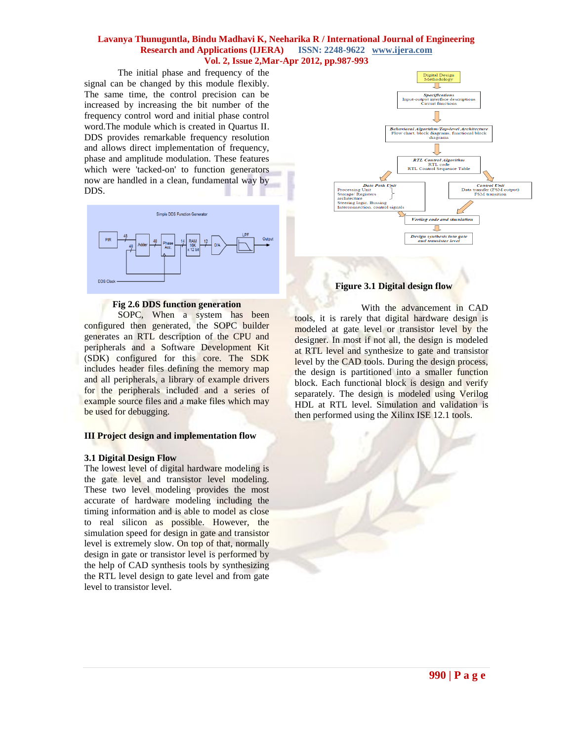The initial phase and frequency of the signal can be changed by this module flexibly. The same time, the control precision can be increased by increasing the bit number of the frequency control word and initial phase control word.The module which is created in Quartus II. DDS provides remarkable frequency resolution and allows direct implementation of frequency, phase and amplitude modulation. These features which were 'tacked-on' to function generators now are handled in a clean, fundamental way by DDS.

Fig 2.6 DDS function generation

SOPC, When a system has been configured then generated, the SOPC builder generates an RTL description of the CPU and peripherals and a Software Development Kit (SDK) configured for this core. The SDK includes header files defining the memory map and all peripherals, a library of example drivers for the peripherals included and a series of example source files and a make files which may be used for debugging.

## III Project design and implementation flow

### 3.1 Digital Design Flow

The lowest level of digital hardware modeling is the gate level and transistor level modeling. These two level modeling provides the most accurate of hardware modeling including the timing information and is able to model as close to real silicon as possible. However, the simulation speed for design in gate and transistor level is extremely slow. On top of that, normally design in gate or transistor level is performed by the help of CAD synthesis tools by synthesizing the RTL level design to gate level and from gate level to transistor level.

Figure 3.1 Digital design flow

With the advancement in CAD tools, it is rarely that digital hardware design is modeled at gate level or transistor level by the designer. In most if not all, the design is modeled at RTL level and synthesize to gate and transistor level by the CAD tools. During the design process, the design is partitioned into a smaller function block. Each functional block is design and verify separately. The design is modeled using Verilog HDL at RTL level. Simulation and validation is then performed using the Xilinx ISE 12.1 tools.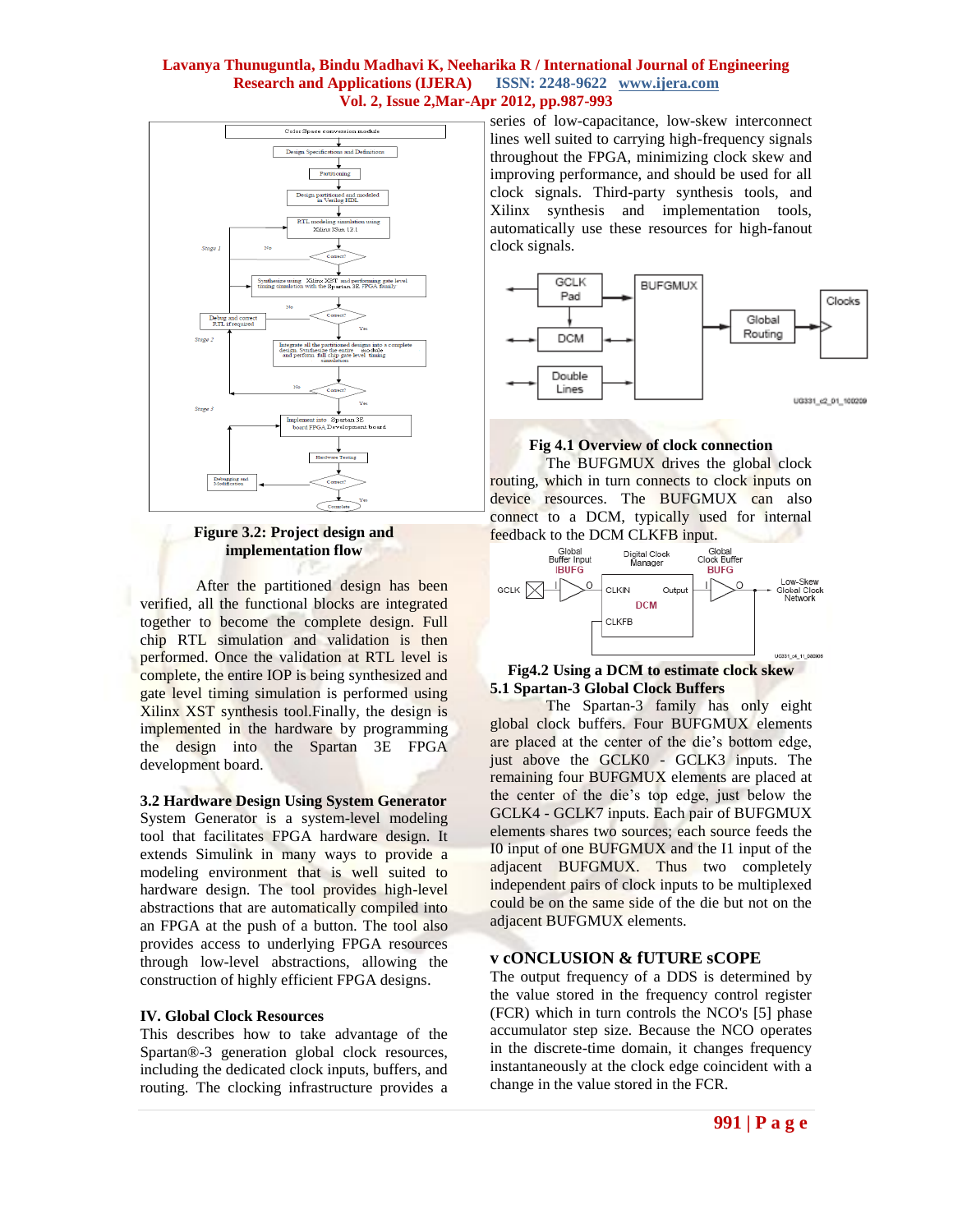Figure 3.2: Project design and implementation flow

After the partitioned design has been verified, all the functional blocks are integrated together to become the complete design. Full chip RTL simulation and validation is then performed. Once the validation at RTL level is complete, the entire IOP is being synthesized and gate level timing simulation is performed using Xilinx XST synthesis tool.Finally, the design is implemented in the hardware by programming the design into the Spartan 3E FPGA development board.

### 3.2 Hardware Design Using System Generator

System Generator is a system-level modeling tool that facilitates FPGA hardware design. It extends Simulink in many ways to provide a modeling environment that is well suited to hardware design. The tool provides high-level abstractions that are automatically compiled into an FPGA at the push of a button. The tool also provides access to underlying FPGA resources through low-level abstractions, allowing the construction of highly efficient FPGA designs.

## IV. Global Clock Resources

This describes how to take advantage of the Spartan®-3 generation global clock resources, including the dedicated clock inputs, buffers, and routing. The clocking infrastructure provides a series of low-capacitance, low-skew interconnect lines well suited to carrying high-frequency signals throughout the FPGA, minimizing clock skew and improving performance, and should be used for all clock signals. Third-party synthesis tools, and Xilinx synthesis and implementation tools, automatically use these resources for high-fanout clock signals.

Fig 4.1 Overview of clock connection

The BUFGMUX drives the global clock routing, which in turn connects to clock inputs on device resources. The BUFGMUX can also connect to a DCM, typically used for internal feedback to the DCM CLKFB input.

Fig4.2 Using a DCM to estimate clock skew

### 5.1 Spartan-3 Global Clock Buffers

The Spartan-3 family has only eight global clock buffers. Four BUFGMUX elements are placed at the center of the die's bottom edge, just above the GCLK0 - GCLK3 inputs. The remaining four BUFGMUX elements are placed at the center of the die's top edge, just below the GCLK4 - GCLK7 inputs. Each pair of BUFGMUX elements shares two sources; each source feeds the I0 input of one BUFGMUX and the I1 input of the adjacent BUFGMUX. Thus two completely independent pairs of clock inputs to be multiplexed could be on the same side of the die but not on the adjacent BUFGMUX elements.

## v cONCLUSION & fUTURE sCOPE

The output frequency of a DDS is determined by the value stored in the frequency control register (FCR) which in turn controls the NCO's [5] phase accumulator step size. Because the NCO operates in the discrete-time domain, it changes frequency instantaneously at the clock edge coincident with a change in the value stored in the FCR.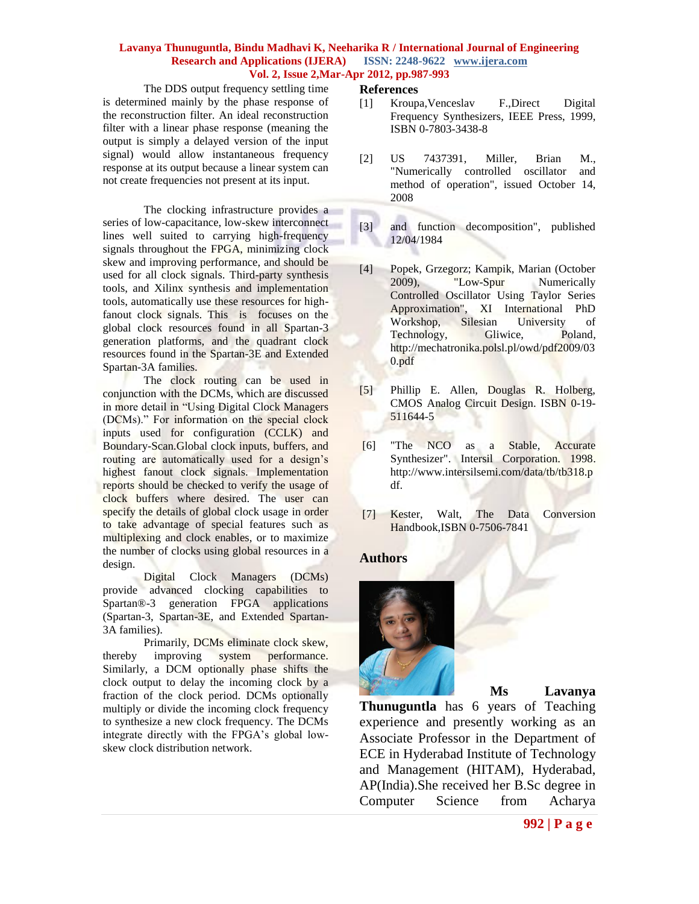The DDS output frequency settling time is determined mainly by the phase response of the reconstruction filter. An ideal reconstruction filter with a linear phase response (meaning the output is simply a delayed version of the input signal) would allow instantaneous frequency response at its output because a linear system can not create frequencies not present at its input.

The clocking infrastructure provides a series of low-capacitance, low-skew interconnect lines well suited to carrying high-frequency signals throughout the FPGA, minimizing clock skew and improving performance, and should be used for all clock signals. Third-party synthesis tools, and Xilinx synthesis and implementation tools, automatically use these resources for high-fanout clock signals. This is focuses on the global clock resources found in all Spartan-3 generation platforms, and the quadrant clock resources found in the Spartan-3E and Extended Spartan-3A families.

The clock routing can be used in conjunction with the DCMs, which are discussed in more detail in "Using Digital Clock Managers (DCMs)." For information on the special clock inputs used for configuration (CCLK) and Boundary-Scan.Global clock inputs, buffers, and routing are automatically used for a design's highest fanout clock signals. Implementation reports should be checked to verify the usage of clock buffers where desired. The user can specify the details of global clock usage in order to take advantage of special features such as multiplexing and clock enables, or to maximize the number of clocks using global resources in a design.

Digital Clock Managers (DCMs) provide advanced clocking capabilities to Spartan®-3 generation FPGA applications (Spartan-3, Spartan-3E, and Extended Spartan-3A families).

Primarily, DCMs eliminate clock skew, thereby improving system performance. Similarly, a DCM optionally phase shifts the clock output to delay the incoming clock by a fraction of the clock period. DCMs optionally multiply or divide the incoming clock frequency to synthesize a new clock frequency. The DCMs integrate directly with the FPGA's global low-skew clock distribution network.

## References

[1] Kroupa,Venceslav F.,Direct Digital Frequency Synthesizers, IEEE Press, 1999, ISBN 0-7803-3438-8

[2] US 7437391, Miller, Brian M., "Numerically controlled oscillator and method of operation", issued October 14, 2008

[3] and function decomposition", published 12/04/1984

[4] Popek, Grzegorz; Kampik, Marian (October 2009), "Low-Spur Numerically Controlled Oscillator Using Taylor Series Approximation", XI International PhD Workshop, Silesian University of Technology, Gliwice, Poland, http://mechatronika.polsl.pl/owd/pdf2009/030.pdf

[5] Phillip E. Allen, Douglas R. Holberg, CMOS Analog Circuit Design. ISBN 0-19-511644-5

[6] "The NCO as a Stable, Accurate Synthesizer". Intersil Corporation. 1998. http://www.intersilsemi.com/data/tb/tb318.pdf.

[7] Kester, Walt, The Data Conversion Handbook,ISBN 0-7506-7841

## Authors

**Ms Lavanya Thunuguntla** has 6 years of Teaching experience and presently working as an Associate Professor in the Department of ECE in Hyderabad Institute of Technology and Management (HITAM), Hyderabad, AP(India).She received her B.Sc degree in Computer Science from Acharya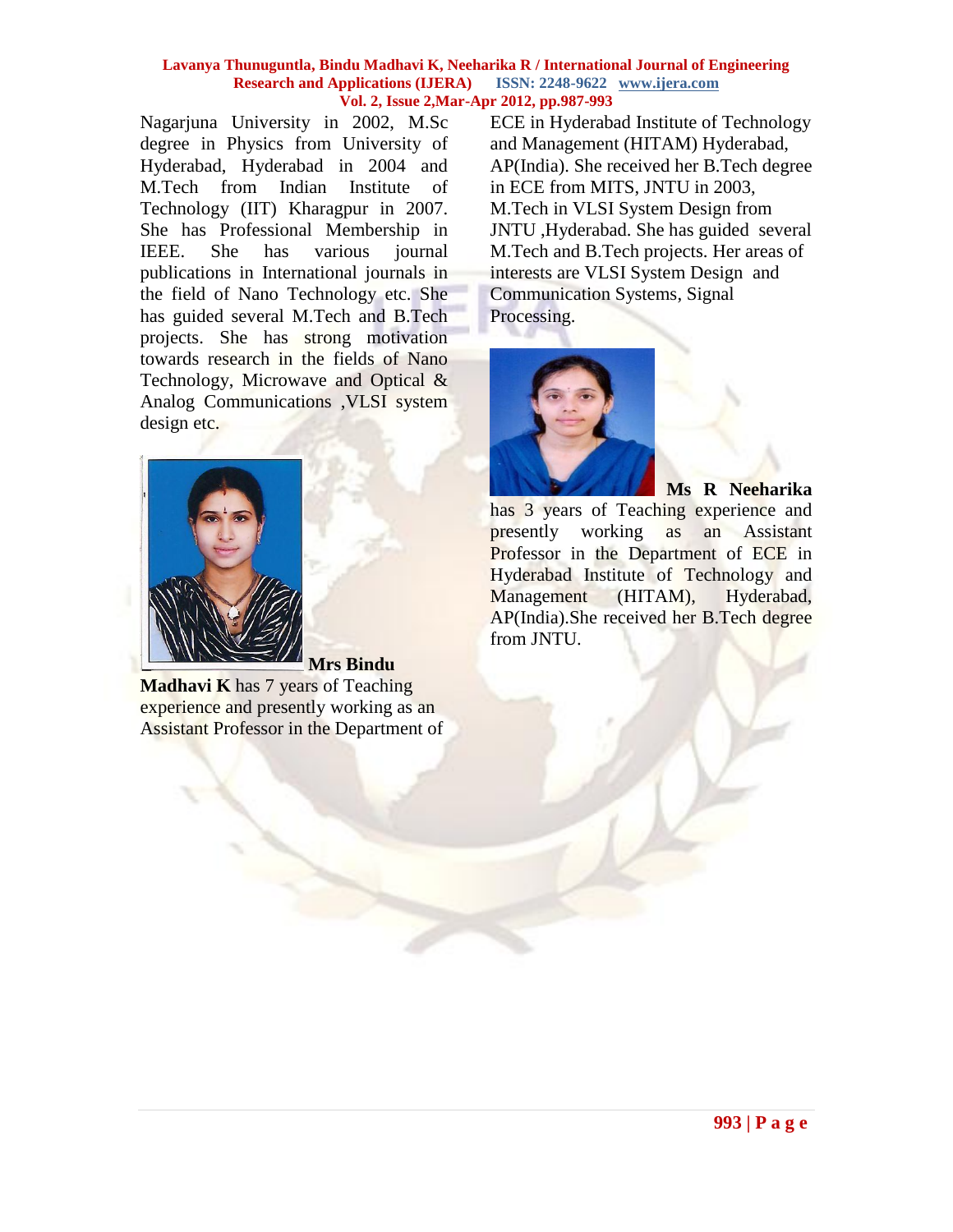Nagarjuna University in 2002, M.Sc degree in Physics from University of Hyderabad, Hyderabad in 2004 and M.Tech from Indian Institute of Technology (IIT) Kharagpur in 2007. She has Professional Membership in IEEE. She has various journal publications in International journals in the field of Nano Technology etc. She has guided several M.Tech and B.Tech projects. She has strong motivation towards research in the fields of Nano Technology, Microwave and Optical & Analog Communications ,VLSI system design etc.

**Mrs Bindu Madhavi K** has 7 years of Teaching experience and presently working as an Assistant Professor in the Department of ECE in Hyderabad Institute of Technology and Management (HITAM) Hyderabad, AP(India). She received her B.Tech degree in ECE from MITS, JNTU in 2003, M.Tech in VLSI System Design from JNTU ,Hyderabad. She has guided several M.Tech and B.Tech projects. Her areas of interests are VLSI System Design and Communication Systems, Signal Processing.

**Ms R Neeharika** has 3 years of Teaching experience and presently working as an Assistant Professor in the Department of ECE in Hyderabad Institute of Technology and Management (HITAM), Hyderabad, AP(India).She received her B.Tech degree from JNTU.